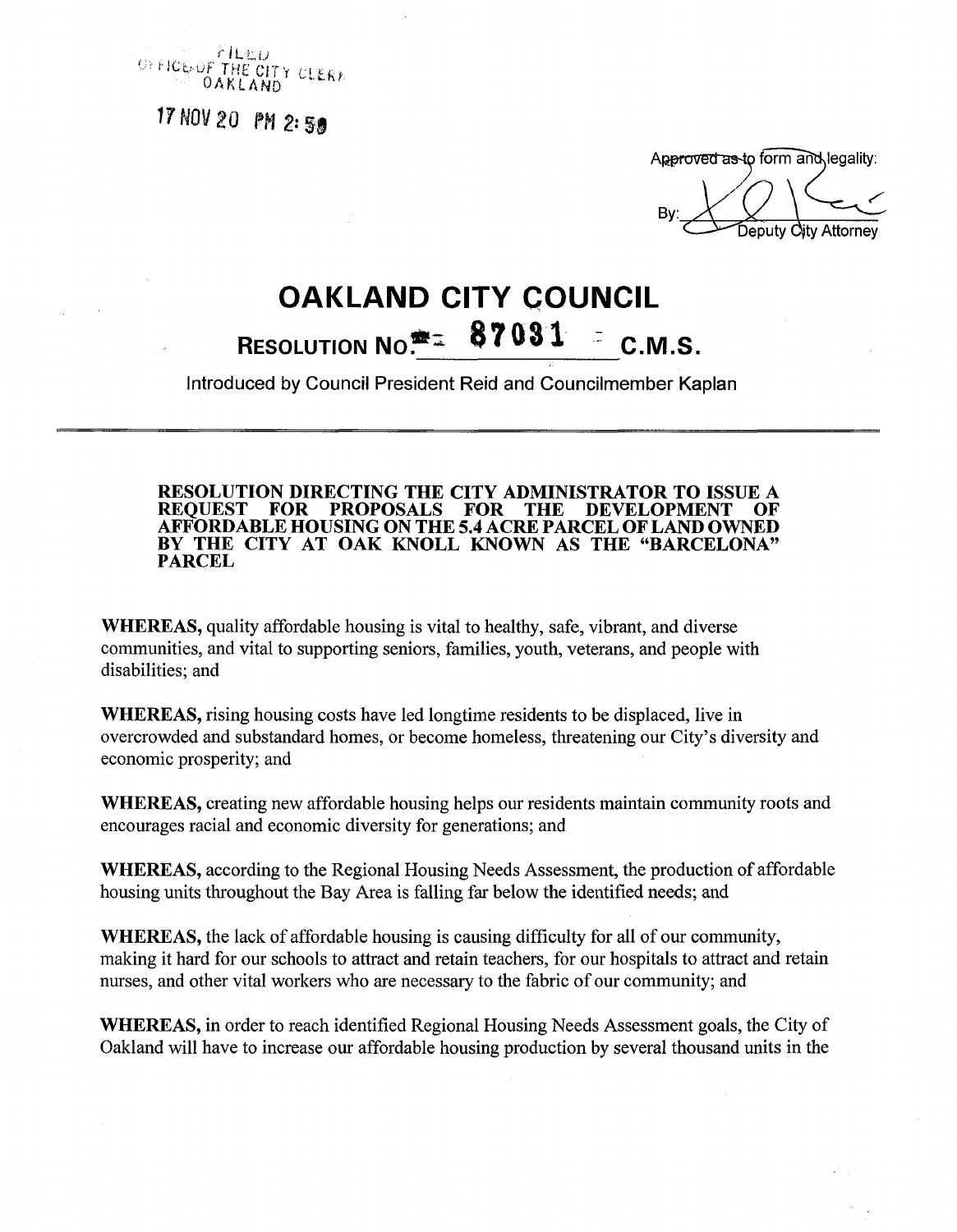FILED
OFFICE OF THE CITY CLERK
OAKLAND

17 NOV 20 PM 2:58

Approved as to form and legality:

By: Deputy City Attorney

# OAKLAND CITY COUNCIL

## RESOLUTION NO. 87031 C.M.S.

Introduced by Council President Reid and Councilmember Kaplan

**RESOLUTION DIRECTING THE CITY ADMINISTRATOR TO ISSUE A REQUEST FOR PROPOSALS FOR THE DEVELOPMENT OF AFFORDABLE HOUSING ON THE 5.4 ACRE PARCEL OF LAND OWNED BY THE CITY AT OAK KNOLL KNOWN AS THE "BARCELONA" PARCEL**

**WHEREAS,** quality affordable housing is vital to healthy, safe, vibrant, and diverse communities, and vital to supporting seniors, families, youth, veterans, and people with disabilities; and

**WHEREAS,** rising housing costs have led longtime residents to be displaced, live in overcrowded and substandard homes, or become homeless, threatening our City's diversity and economic prosperity; and

**WHEREAS,** creating new affordable housing helps our residents maintain community roots and encourages racial and economic diversity for generations; and

**WHEREAS,** according to the Regional Housing Needs Assessment, the production of affordable housing units throughout the Bay Area is falling far below the identified needs; and

**WHEREAS,** the lack of affordable housing is causing difficulty for all of our community, making it hard for our schools to attract and retain teachers, for our hospitals to attract and retain nurses, and other vital workers who are necessary to the fabric of our community; and

**WHEREAS,** in order to reach identified Regional Housing Needs Assessment goals, the City of Oakland will have to increase our affordable housing production by several thousand units in the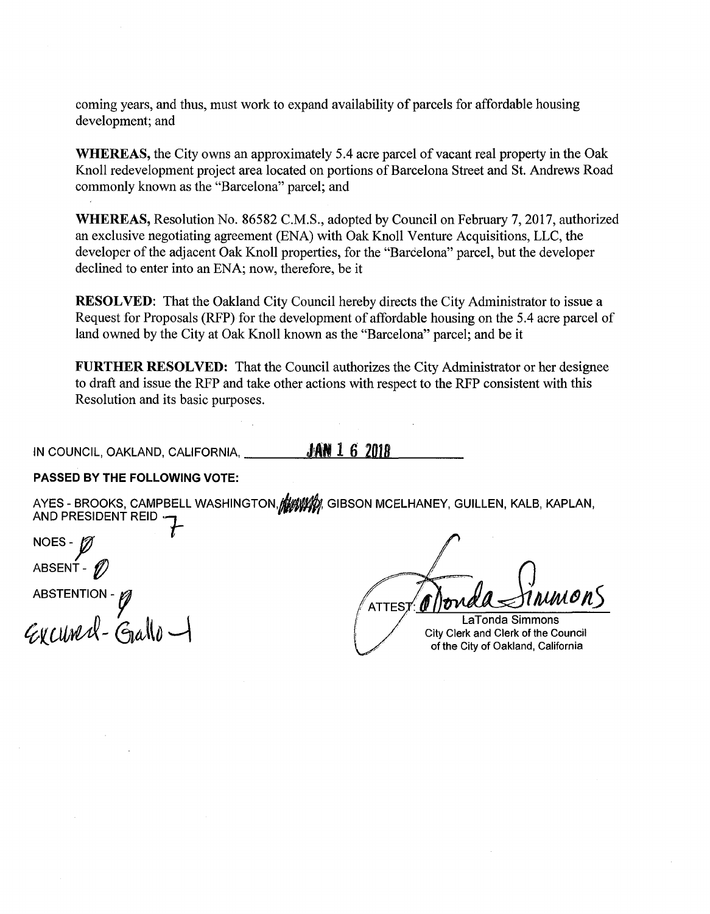coming years, and thus, must work to expand availability of parcels for affordable housing development; and

**WHEREAS,** the City owns an approximately 5.4 acre parcel of vacant real property in the Oak Knoll redevelopment project area located on portions of Barcelona Street and St. Andrews Road commonly known as the "Barcelona" parcel; and

**WHEREAS,** Resolution No. 86582 C.M.S., adopted by Council on February 7, 2017, authorized an exclusive negotiating agreement (ENA) with Oak Knoll Venture Acquisitions, LLC, the developer of the adjacent Oak Knoll properties, for the "Barcelona" parcel, but the developer declined to enter into an ENA; now, therefore, be it

**RESOLVED:** That the Oakland City Council hereby directs the City Administrator to issue a Request for Proposals (RFP) for the development of affordable housing on the 5.4 acre parcel of land owned by the City at Oak Knoll known as the "Barcelona" parcel; and be it

**FURTHER RESOLVED:** That the Council authorizes the City Administrator or her designee to draft and issue the RFP and take other actions with respect to the RFP consistent with this Resolution and its basic purposes.

IN COUNCIL, OAKLAND, CALIFORNIA, JAN 16 2018

**PASSED BY THE FOLLOWING VOTE:**

AYES - BROOKS, CAMPBELL WASHINGTON, ~~GALLO~~, GIBSON MCELHANEY, GUILLEN, KALB, KAPLAN, AND PRESIDENT REID - 7

NOES - 0

ABSENT - 0

ABSTENTION - 0

Excused - Gallo - 1

ATTEST: LaTonda Simmons

LaTonda Simmons
City Clerk and Clerk of the Council
of the City of Oakland, California